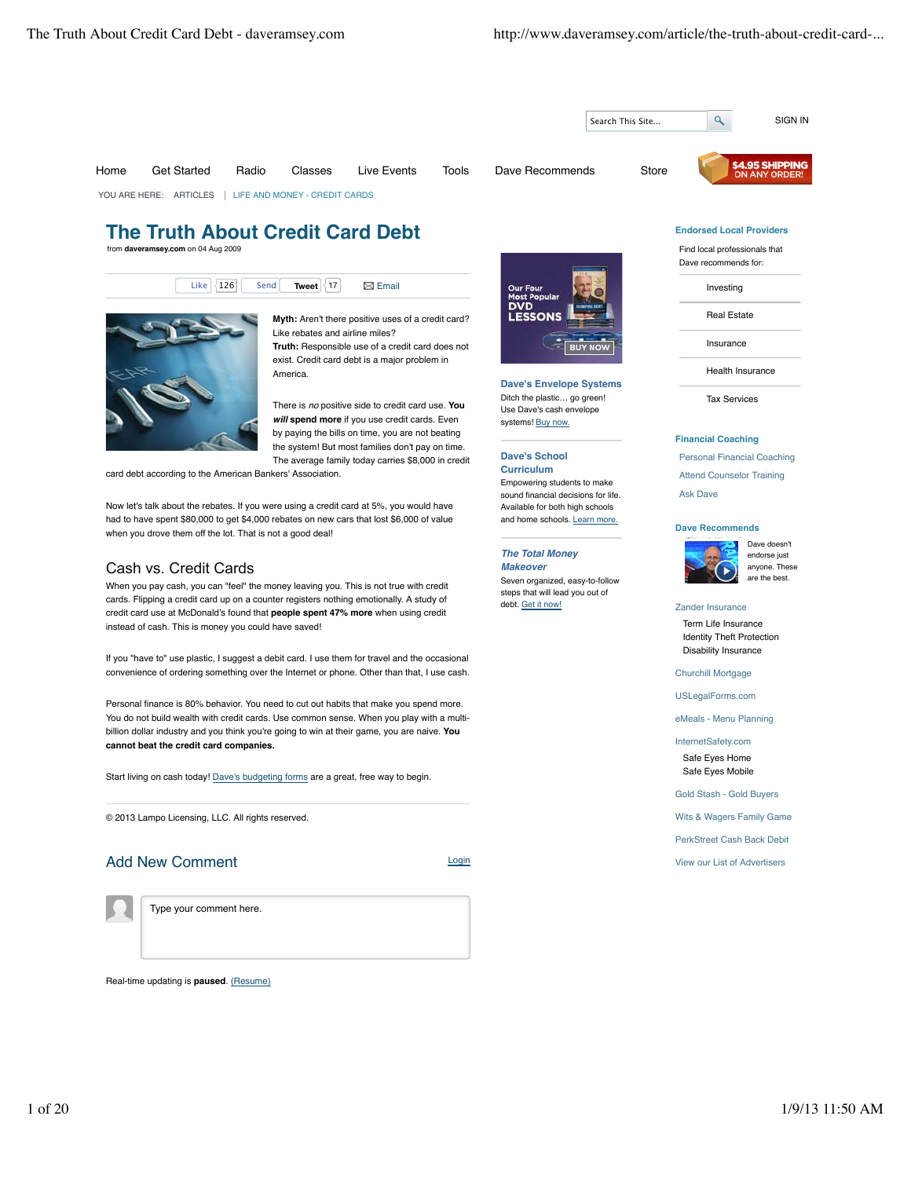Search This Site... SIGN IN

Home | Get Started | Radio | Classes | Live Events | Tools | Dave Recommends | Store

$4.95 SHIPPING ON ANY ORDER!

YOU ARE HERE: ARTICLES | LIFE AND MONEY - CREDIT CARDS

# The Truth About Credit Card Debt

from **daveramsey.com** on 04 Aug 2009

Like 126 Send Tweet 17 Email

**Myth:** Aren't there positive uses of a credit card? Like rebates and airline miles?

**Truth:** Responsible use of a credit card does not exist. Credit card debt is a major problem in America.

There is *no* positive side to credit card use. **You *will* spend more** if you use credit cards. Even by paying the bills on time, you are not beating the system! But most families don't pay on time. The average family today carries $8,000 in credit card debt according to the American Bankers' Association.

Now let's talk about the rebates. If you were using a credit card at 5%, you would have had to have spent $80,000 to get $4,000 rebates on new cars that lost $6,000 of value when you drove them off the lot. That is not a good deal!

## Cash vs. Credit Cards

When you pay cash, you can "feel" the money leaving you. This is not true with credit cards. Flipping a credit card up on a counter registers nothing emotionally. A study of credit card use at McDonald's found that **people spent 47% more** when using credit instead of cash. This is money you could have saved!

If you "have to" use plastic, I suggest a debit card. I use them for travel and the occasional convenience of ordering something over the Internet or phone. Other than that, I use cash.

Personal finance is 80% behavior. You need to cut out habits that make you spend more. You do not build wealth with credit cards. Use common sense. When you play with a multi-billion dollar industry and you think you're going to win at their game, you are naive. **You cannot beat the credit card companies.**

Start living on cash today! Dave's budgeting forms are a great, free way to begin.

© 2013 Lampo Licensing, LLC. All rights reserved.

## Add New Comment

Login

Type your comment here.

Real-time updating is **paused**. (Resume)

Our Four Most Popular DVD LESSONS BUY NOW

**Dave's Envelope Systems**

Ditch the plastic… go green! Use Dave's cash envelope systems! Buy now.

**Dave's School Curriculum**

Empowering students to make sound financial decisions for life. Available for both high schools and home schools. Learn more.

***The Total Money Makeover***

Seven organized, easy-to-follow steps that will lead you out of debt. Get it now!

**Endorsed Local Providers**

Find local professionals that Dave recommends for:

- Investing
- Real Estate
- Insurance
- Health Insurance
- Tax Services

**Financial Coaching**

- Personal Financial Coaching
- Attend Counselor Training
- Ask Dave

**Dave Recommends**

Dave doesn't endorse just anyone. These are the best.

Zander Insurance
- Term Life Insurance
- Identity Theft Protection
- Disability Insurance

Churchill Mortgage

USLegalForms.com

eMeals - Menu Planning

InternetSafety.com
- Safe Eyes Home
- Safe Eyes Mobile

Gold Stash - Gold Buyers

Wits & Wagers Family Game

PerkStreet Cash Back Debit

View our List of Advertisers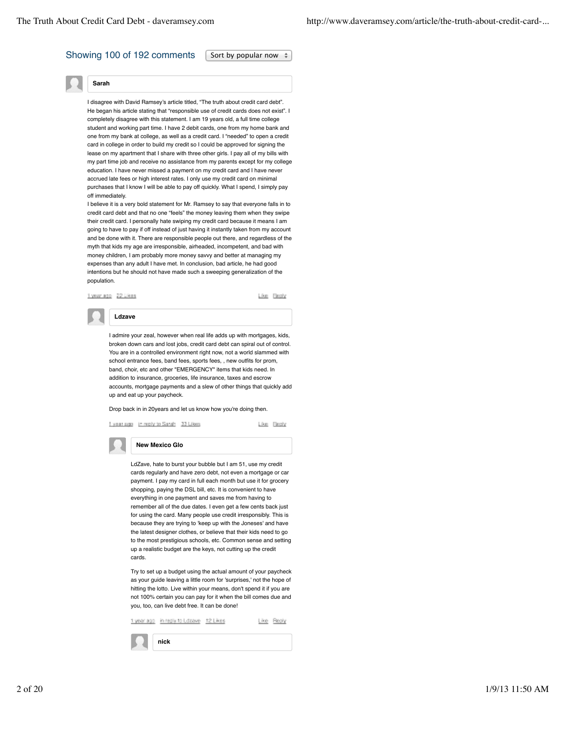Showing 100 of 192 comments | Sort by popular now

**Sarah**

I disagree with David Ramsey's article titled, "The truth about credit card debt". He began his article stating that "responsible use of credit cards does not exist". I completely disagree with this statement. I am 19 years old, a full time college student and working part time. I have 2 debit cards, one from my home bank and one from my bank at college, as well as a credit card. I "needed" to open a credit card in college in order to build my credit so I could be approved for signing the lease on my apartment that I share with three other girls. I pay all of my bills with my part time job and receive no assistance from my parents except for my college education. I have never missed a payment on my credit card and I have never accrued late fees or high interest rates. I only use my credit card on minimal purchases that I know I will be able to pay off quickly. What I spend, I simply pay off immediately.
I believe it is a very bold statement for Mr. Ramsey to say that everyone falls in to credit card debt and that no one "feels" the money leaving them when they swipe their credit card. I personally hate swiping my credit card because it means I am going to have to pay if off instead of just having it instantly taken from my account and be done with it. There are responsible people out there, and regardless of the myth that kids my age are irresponsible, airheaded, incompetent, and bad with money children, I am probably more money savvy and better at managing my expenses than any adult I have met. In conclusion, bad article, he had good intentions but he should not have made such a sweeping generalization of the population.

1 year ago 22 Likes Like Reply

**Ldzave**

I admire your zeal, however when real life adds up with mortgages, kids, broken down cars and lost jobs, credit card debt can spiral out of control. You are in a controlled environment right now, not a world slammed with school entrance fees, band fees, sports fees, , new outfits for prom, band, choir, etc and other "EMERGENCY" items that kids need. In addition to insurance, groceries, life insurance, taxes and escrow accounts, mortgage payments and a slew of other things that quickly add up and eat up your paycheck.

Drop back in in 20years and let us know how you're doing then.

1 year ago in reply to Sarah 33 Likes Like Reply

**New Mexico Glo**

LdZave, hate to burst your bubble but I am 51, use my credit cards regularly and have zero debt, not even a mortgage or car payment. I pay my card in full each month but use it for grocery shopping, paying the DSL bill, etc. It is convenient to have everything in one payment and saves me from having to remember all of the due dates. I even get a few cents back just for using the card. Many people use credit irresponsibly. This is because they are trying to 'keep up with the Joneses' and have the latest designer clothes, or believe that their kids need to go to the most prestigious schools, etc. Common sense and setting up a realistic budget are the keys, not cutting up the credit cards.

Try to set up a budget using the actual amount of your paycheck as your guide leaving a little room for 'surprises,' not the hope of hitting the lotto. Live within your means, don't spend it if you are not 100% certain you can pay for it when the bill comes due and you, too, can live debt free. It can be done!

1 year ago in reply to Ldzave 12 Likes Like Reply

**nick**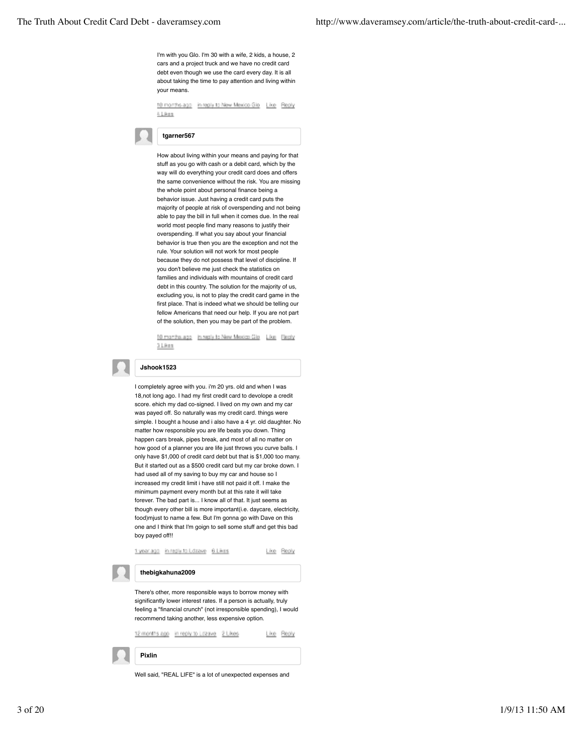I'm with you Glo. I'm 30 with a wife, 2 kids, a house, 2 cars and a project truck and we have no credit card debt even though we use the card every day. It is all about taking the time to pay attention and living within your means.

10 months ago in reply to New Mexico Glo Like Reply
4 Likes

**tgarner567**

How about living within your means and paying for that stuff as you go with cash or a debit card, which by the way will do everything your credit card does and offers the same convenience without the risk. You are missing the whole point about personal finance being a behavior issue. Just having a credit card puts the majority of people at risk of overspending and not being able to pay the bill in full when it comes due. In the real world most people find many reasons to justify their overspending. If what you say about your financial behavior is true then you are the exception and not the rule. Your solution will not work for most people because they do not possess that level of discipline. If you don't believe me just check the statistics on families and individuals with mountains of credit card debt in this country. The solution for the majority of us, excluding you, is not to play the credit card game in the first place. That is indeed what we should be telling our fellow Americans that need our help. If you are not part of the solution, then you may be part of the problem.

10 months ago in reply to New Mexico Glo Like Reply
3 Likes

**Jshook1523**

I completely agree with you. i'm 20 yrs. old and when I was 18,not long ago. I had my first credit card to devolope a credit score. ehich my dad co-signed. I lived on my own and my car was payed off. So naturally was my credit card. things were simple. I bought a house and i also have a 4 yr. old daughter. No matter how responsible you are life beats you down. Thing happen cars break, pipes break, and most of all no matter on how good of a planner you are life just throws you curve balls. I only have $1,000 of credit card debt but that is $1,000 too many. But it started out as a $500 credit card but my car broke down. I had used all of my saving to buy my car and house so I increased my credit limit i have still not paid it off. I make the minimum payment every month but at this rate it will take forever. The bad part is... I know all of that. It just seems as though every other bill is more important(i.e. daycare, electricity, food)mjust to name a few. But I'm gonna go with Dave on this one and I think that I'm goign to sell some stuff and get this bad boy payed off!!

1 year ago in reply to Ldzave 6 Likes Like Reply

**thebigkahuna2009**

There's other, more responsible ways to borrow money with significantly lower interest rates. If a person is actually, truly feeling a "financial crunch" (not irresponsible spending), I would recommend taking another, less expensive option.

12 months ago in reply to Ldzave 2 Likes Like Reply

**Pixlin**

Well said, "REAL LIFE" is a lot of unexpected expenses and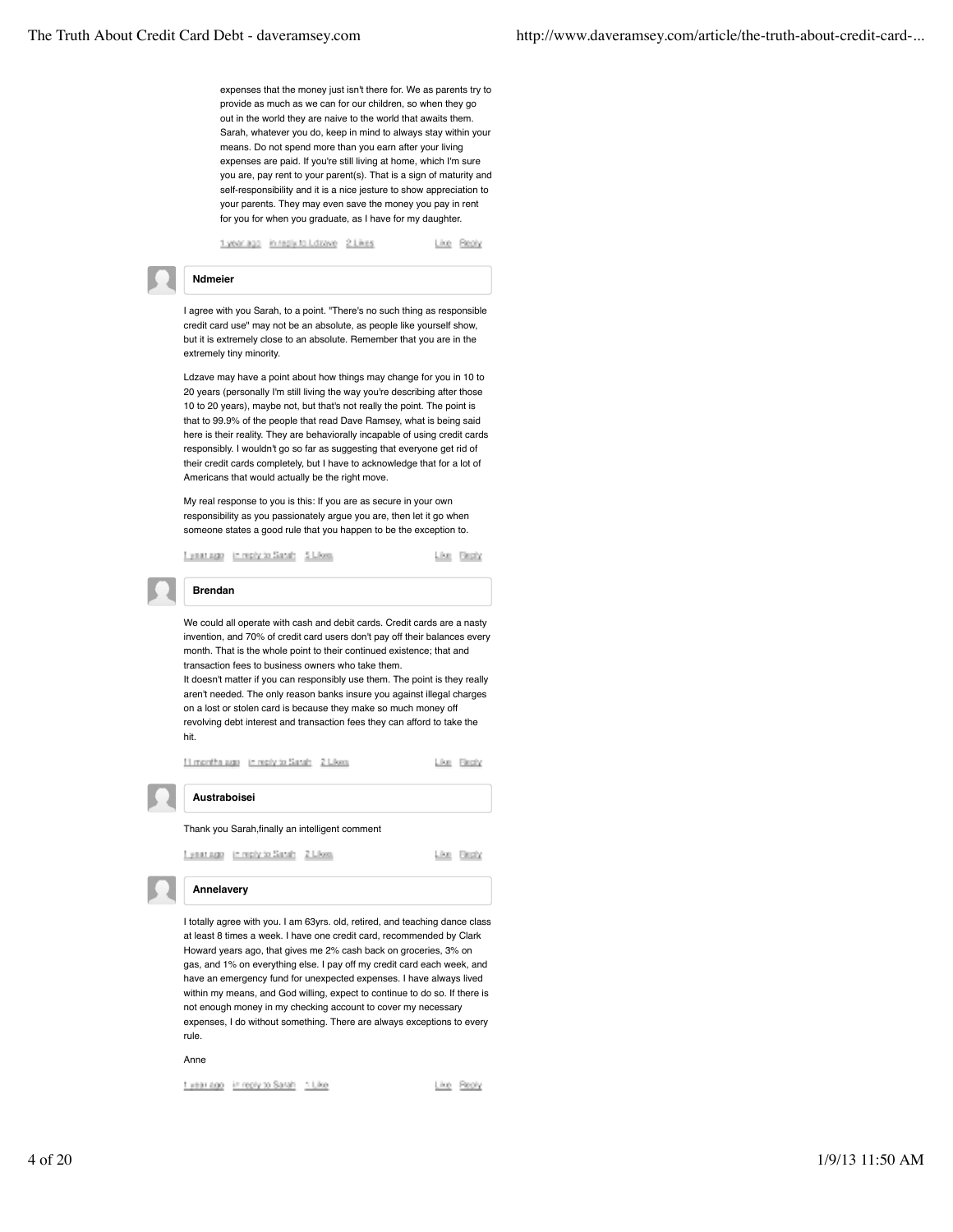expenses that the money just isn't there for. We as parents try to provide as much as we can for our children, so when they go out in the world they are naive to the world that awaits them. Sarah, whatever you do, keep in mind to always stay within your means. Do not spend more than you earn after your living expenses are paid. If you're still living at home, which I'm sure you are, pay rent to your parent(s). That is a sign of maturity and self-responsibility and it is a nice jesture to show appreciation to your parents. They may even save the money you pay in rent for you for when you graduate, as I have for my daughter.

1 year ago in reply to Ldzave 2 Likes Like Reply

**Ndmeier**

I agree with you Sarah, to a point. "There's no such thing as responsible credit card use" may not be an absolute, as people like yourself show, but it is extremely close to an absolute. Remember that you are in the extremely tiny minority.

Ldzave may have a point about how things may change for you in 10 to 20 years (personally I'm still living the way you're describing after those 10 to 20 years), maybe not, but that's not really the point. The point is that to 99.9% of the people that read Dave Ramsey, what is being said here is their reality. They are behaviorally incapable of using credit cards responsibly. I wouldn't go so far as suggesting that everyone get rid of their credit cards completely, but I have to acknowledge that for a lot of Americans that would actually be the right move.

My real response to you is this: If you are as secure in your own responsibility as you passionately argue you are, then let it go when someone states a good rule that you happen to be the exception to.

1 year ago in reply to Sarah 5 Likes Like Reply

**Brendan**

We could all operate with cash and debit cards. Credit cards are a nasty invention, and 70% of credit card users don't pay off their balances every month. That is the whole point to their continued existence; that and transaction fees to business owners who take them.
It doesn't matter if you can responsibly use them. The point is they really aren't needed. The only reason banks insure you against illegal charges on a lost or stolen card is because they make so much money off revolving debt interest and transaction fees they can afford to take the hit.

11 months ago in reply to Sarah 2 Likes Like Reply

**Austraboisei**

Thank you Sarah,finally an intelligent comment

1 year ago in reply to Sarah 2 Likes Like Reply

**Annelavery**

I totally agree with you. I am 63yrs. old, retired, and teaching dance class at least 8 times a week. I have one credit card, recommended by Clark Howard years ago, that gives me 2% cash back on groceries, 3% on gas, and 1% on everything else. I pay off my credit card each week, and have an emergency fund for unexpected expenses. I have always lived within my means, and God willing, expect to continue to do so. If there is not enough money in my checking account to cover my necessary expenses, I do without something. There are always exceptions to every rule.

Anne

1 year ago in reply to Sarah 1 Like Like Reply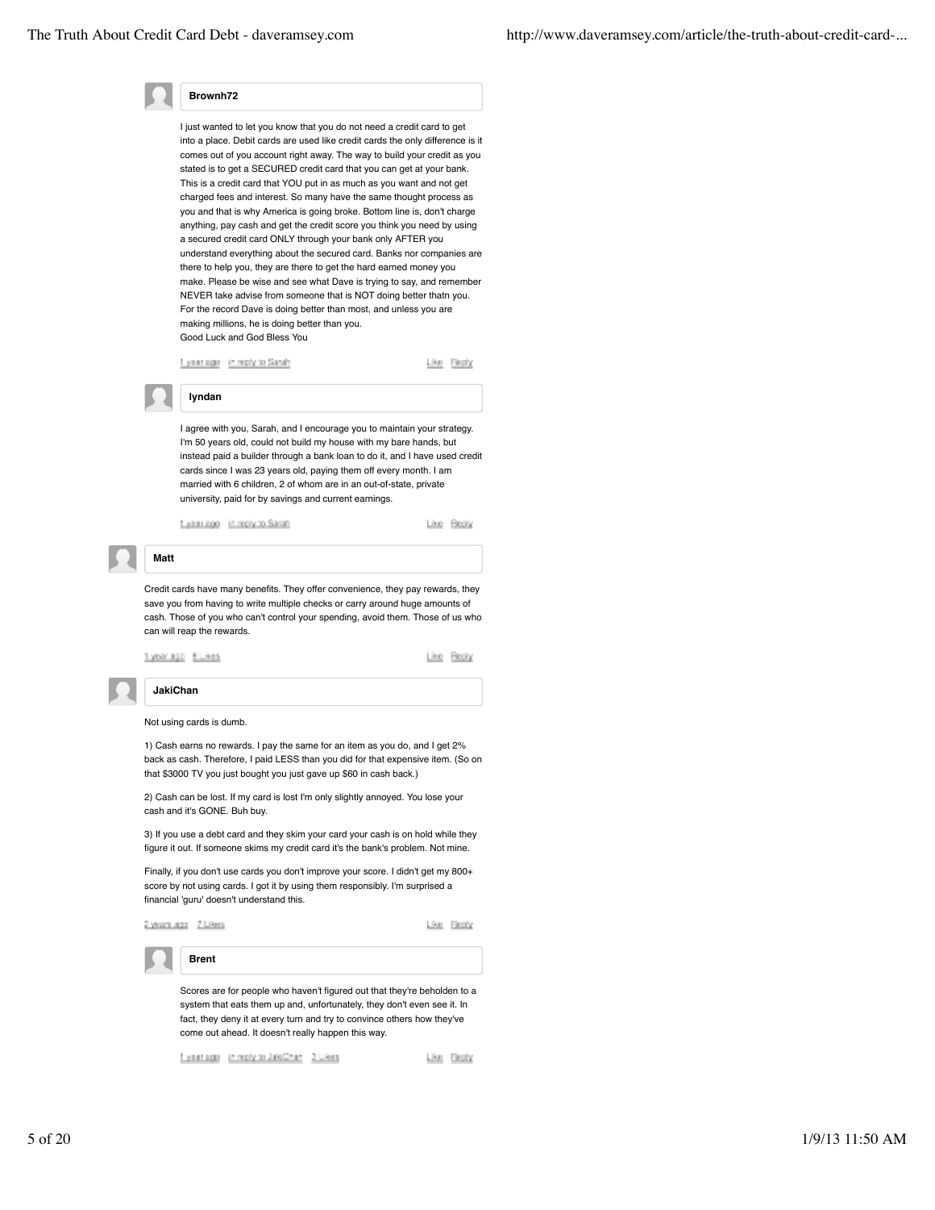**Brownh72**

I just wanted to let you know that you do not need a credit card to get into a place. Debit cards are used like credit cards the only difference is it comes out of you account right away. The way to build your credit as you stated is to get a SECURED credit card that you can get at your bank. This is a credit card that YOU put in as much as you want and not get charged fees and interest. So many have the same thought process as you and that is why America is going broke. Bottom line is, don't charge anything, pay cash and get the credit score you think you need by using a secured credit card ONLY through your bank only AFTER you understand everything about the secured card. Banks nor companies are there to help you, they are there to get the hard earned money you make. Please be wise and see what Dave is trying to say, and remember NEVER take advise from someone that is NOT doing better thatn you. For the record Dave is doing better than most, and unless you are making millions, he is doing better than you.
Good Luck and God Bless You

1 year ago · in reply to Sarah · Like · Reply

**lyndan**

I agree with you, Sarah, and I encourage you to maintain your strategy. I'm 50 years old, could not build my house with my bare hands, but instead paid a builder through a bank loan to do it, and I have used credit cards since I was 23 years old, paying them off every month. I am married with 6 children, 2 of whom are in an out-of-state, private university, paid for by savings and current earnings.

1 year ago · in reply to Sarah · Like · Reply

**Matt**

Credit cards have many benefits. They offer convenience, they pay rewards, they save you from having to write multiple checks or carry around huge amounts of cash. Those of you who can't control your spending, avoid them. Those of us who can will reap the rewards.

1 year ago · 6 Likes · Like · Reply

**JakiChan**

Not using cards is dumb.

1) Cash earns no rewards. I pay the same for an item as you do, and I get 2% back as cash. Therefore, I paid LESS than you did for that expensive item. (So on that $3000 TV you just bought you just gave up $60 in cash back.)

2) Cash can be lost. If my card is lost I'm only slightly annoyed. You lose your cash and it's GONE. Buh buy.

3) If you use a debt card and they skim your card your cash is on hold while they figure it out. If someone skims my credit card it's the bank's problem. Not mine.

Finally, if you don't use cards you don't improve your score. I didn't get my 800+ score by not using cards. I got it by using them responsibly. I'm surprised a financial 'guru' doesn't understand this.

2 years ago · 7 Likes · Like · Reply

**Brent**

Scores are for people who haven't figured out that they're beholden to a system that eats them up and, unfortunately, they don't even see it. In fact, they deny it at every turn and try to convince others how they've come out ahead. It doesn't really happen this way.

1 year ago · in reply to JakiChan · 3 Likes · Like · Reply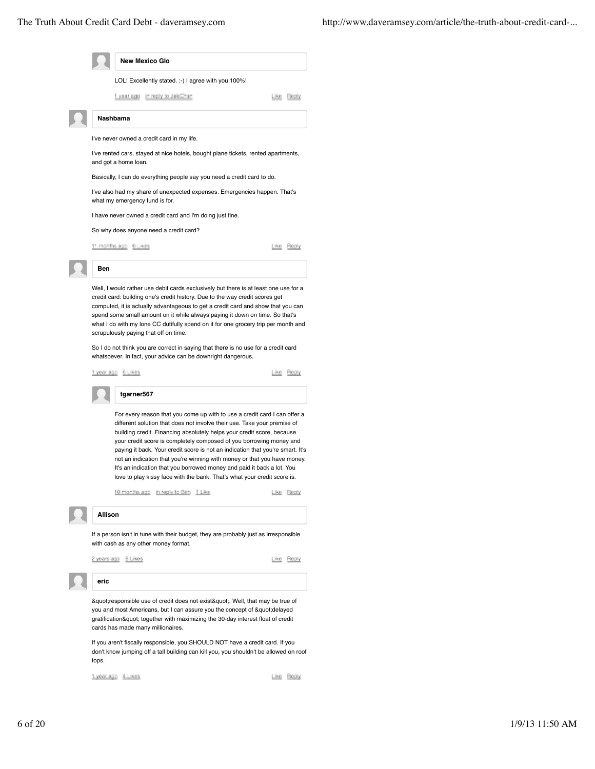**New Mexico Glo**

LOL! Excellently stated. :-) I agree with you 100%!

1 year ago · in reply to JakiChan · Like · Reply

**Nashbama**

I've never owned a credit card in my life.

I've rented cars, stayed at nice hotels, bought plane tickets, rented apartments, and got a home loan.

Basically, I can do everything people say you need a credit card to do.

I've also had my share of unexpected expenses. Emergencies happen. That's what my emergency fund is for.

I have never owned a credit card and I'm doing just fine.

So why does anyone need a credit card?

11 months ago · 6 Likes · Like · Reply

**Ben**

Well, I would rather use debit cards exclusively but there is at least one use for a credit card: building one's credit history. Due to the way credit scores get computed, it is actually advantageous to get a credit card and show that you can spend some small amount on it while always paying it down on time. So that's what I do with my lone CC dutifully spend on it for one grocery trip per month and scrupulously paying that off on time.

So I do not think you are correct in saying that there is no use for a credit card whatsoever. In fact, your advice can be downright dangerous.

1 year ago · 6 Likes · Like · Reply

**tgarner567**

For every reason that you come up with to use a credit card I can offer a different solution that does not involve their use. Take your premise of building credit. Financing absolutely helps your credit score, because your credit score is completely composed of you borrowing money and paying it back. Your credit score is not an indication that you're smart. It's not an indication that you're winning with money or that you have money. It's an indication that you borrowed money and paid it back a lot. You love to play kissy face with the bank. That's what your credit score is.

10 months ago · in reply to Ben · 1 Like · Like · Reply

**Allison**

If a person isn't in tune with their budget, they are probably just as irresponsible with cash as any other money format.

2 years ago · 6 Likes · Like · Reply

**eric**

&quot;responsible use of credit does not exist&quot;. Well, that may be true of you and most Americans, but I can assure you the concept of &quot;delayed gratification&quot; together with maximizing the 30-day interest float of credit cards has made many millionaires.

If you aren't fiscally responsible, you SHOULD NOT have a credit card. If you don't know jumping off a tall building can kill you, you shouldn't be allowed on roof tops.

1 year ago · 4 Likes · Like · Reply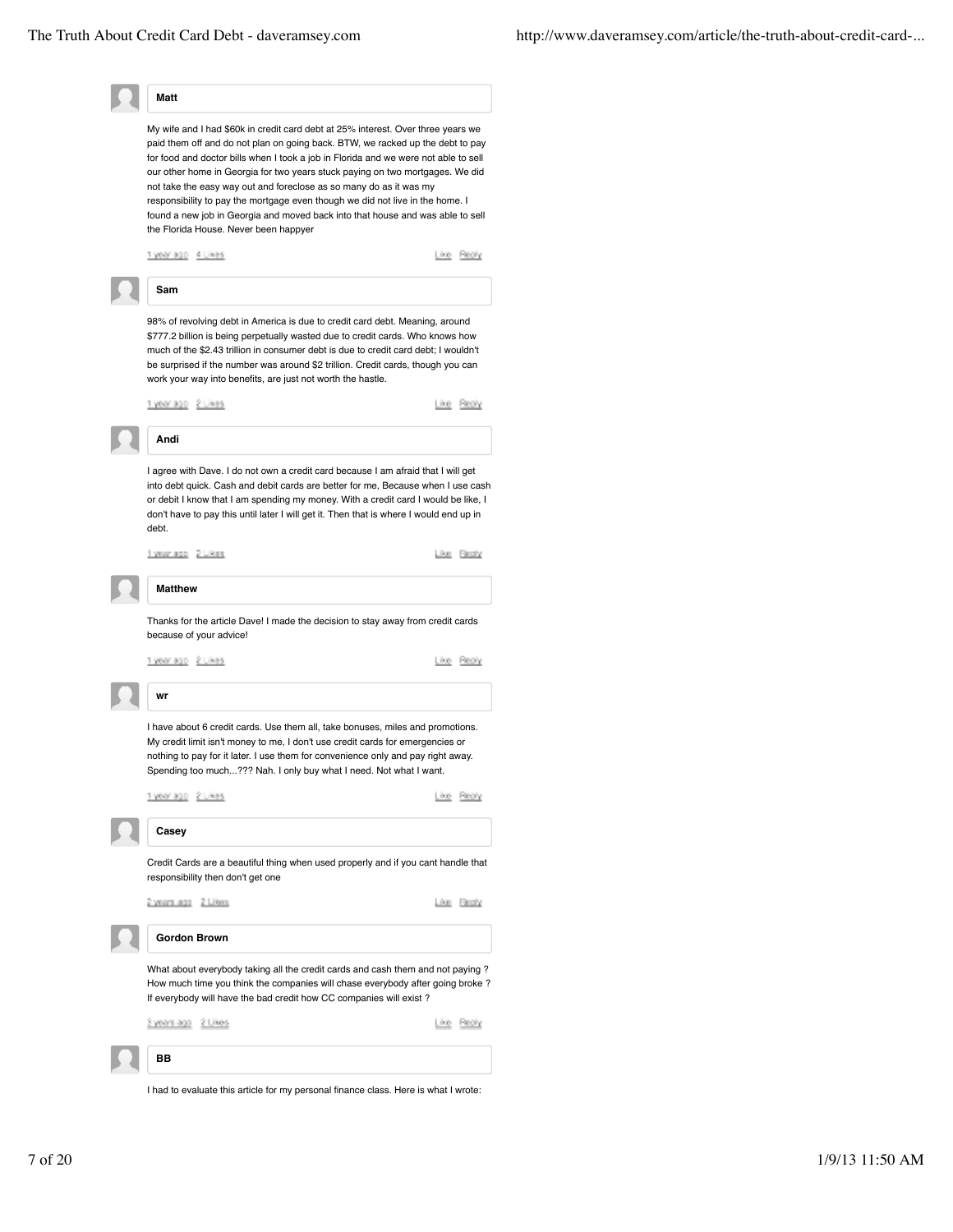**Matt**

My wife and I had $60k in credit card debt at 25% interest. Over three years we paid them off and do not plan on going back. BTW, we racked up the debt to pay for food and doctor bills when I took a job in Florida and we were not able to sell our other home in Georgia for two years stuck paying on two mortgages. We did not take the easy way out and foreclose as so many do as it was my responsibility to pay the mortgage even though we did not live in the home. I found a new job in Georgia and moved back into that house and was able to sell the Florida House. Never been happyer

1 year ago 4 Likes Like Reply

**Sam**

98% of revolving debt in America is due to credit card debt. Meaning, around $777.2 billion is being perpetually wasted due to credit cards. Who knows how much of the $2.43 trillion in consumer debt is due to credit card debt; I wouldn't be surprised if the number was around $2 trillion. Credit cards, though you can work your way into benefits, are just not worth the hastle.

1 year ago 2 Likes Like Reply

**Andi**

I agree with Dave. I do not own a credit card because I am afraid that I will get into debt quick. Cash and debit cards are better for me, Because when I use cash or debit I know that I am spending my money. With a credit card I would be like, I don't have to pay this until later I will get it. Then that is where I would end up in debt.

1 year ago 2 Likes Like Reply

**Matthew**

Thanks for the article Dave! I made the decision to stay away from credit cards because of your advice!

1 year ago 2 Likes Like Reply

**wr**

I have about 6 credit cards. Use them all, take bonuses, miles and promotions. My credit limit isn't money to me, I don't use credit cards for emergencies or nothing to pay for it later. I use them for convenience only and pay right away. Spending too much...??? Nah. I only buy what I need. Not what I want.

1 year ago 2 Likes Like Reply

**Casey**

Credit Cards are a beautiful thing when used properly and if you cant handle that responsibility then don't get one

2 years ago 2 Likes Like Reply

**Gordon Brown**

What about everybody taking all the credit cards and cash them and not paying ? How much time you think the companies will chase everybody after going broke ? If everybody will have the bad credit how CC companies will exist ?

2 years ago 2 Likes Like Reply

**BB**

I had to evaluate this article for my personal finance class. Here is what I wrote: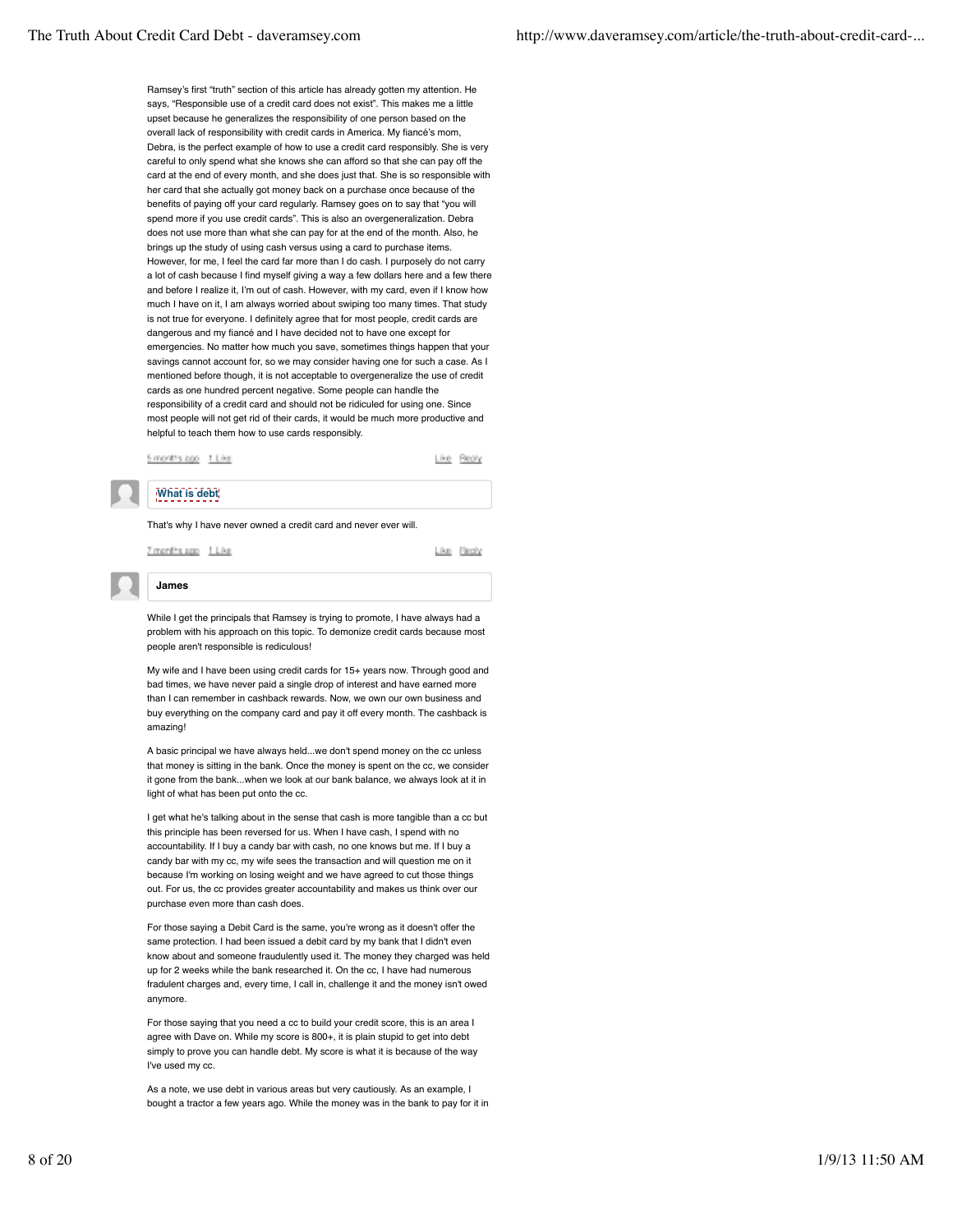Ramsey's first "truth" section of this article has already gotten my attention. He says, "Responsible use of a credit card does not exist". This makes me a little upset because he generalizes the responsibility of one person based on the overall lack of responsibility with credit cards in America. My fiancé's mom, Debra, is the perfect example of how to use a credit card responsibly. She is very careful to only spend what she knows she can afford so that she can pay off the card at the end of every month, and she does just that. She is so responsible with her card that she actually got money back on a purchase once because of the benefits of paying off your card regularly. Ramsey goes on to say that "you will spend more if you use credit cards". This is also an overgeneralization. Debra does not use more than what she can pay for at the end of the month. Also, he brings up the study of using cash versus using a card to purchase items. However, for me, I feel the card far more than I do cash. I purposely do not carry a lot of cash because I find myself giving a way a few dollars here and a few there and before I realize it, I'm out of cash. However, with my card, even if I know how much I have on it, I am always worried about swiping too many times. That study is not true for everyone. I definitely agree that for most people, credit cards are dangerous and my fiancé and I have decided not to have one except for emergencies. No matter how much you save, sometimes things happen that your savings cannot account for, so we may consider having one for such a case. As I mentioned before though, it is not acceptable to overgeneralize the use of credit cards as one hundred percent negative. Some people can handle the responsibility of a credit card and should not be ridiculed for using one. Since most people will not get rid of their cards, it would be much more productive and helpful to teach them how to use cards responsibly.

5 months ago 1 Like Like Reply

**What is debt**

That's why I have never owned a credit card and never ever will.

7 months ago 1 Like Like Reply

**James**

While I get the principals that Ramsey is trying to promote, I have always had a problem with his approach on this topic. To demonize credit cards because most people aren't responsible is rediculous!

My wife and I have been using credit cards for 15+ years now. Through good and bad times, we have never paid a single drop of interest and have earned more than I can remember in cashback rewards. Now, we own our own business and buy everything on the company card and pay it off every month. The cashback is amazing!

A basic principal we have always held...we don't spend money on the cc unless that money is sitting in the bank. Once the money is spent on the cc, we consider it gone from the bank...when we look at our bank balance, we always look at it in light of what has been put onto the cc.

I get what he's talking about in the sense that cash is more tangible than a cc but this principle has been reversed for us. When I have cash, I spend with no accountability. If I buy a candy bar with cash, no one knows but me. If I buy a candy bar with my cc, my wife sees the transaction and will question me on it because I'm working on losing weight and we have agreed to cut those things out. For us, the cc provides greater accountability and makes us think over our purchase even more than cash does.

For those saying a Debit Card is the same, you're wrong as it doesn't offer the same protection. I had been issued a debit card by my bank that I didn't even know about and someone fraudulently used it. The money they charged was held up for 2 weeks while the bank researched it. On the cc, I have had numerous fradulent charges and, every time, I call in, challenge it and the money isn't owed anymore.

For those saying that you need a cc to build your credit score, this is an area I agree with Dave on. While my score is 800+, it is plain stupid to get into debt simply to prove you can handle debt. My score is what it is because of the way I've used my cc.

As a note, we use debt in various areas but very cautiously. As an example, I bought a tractor a few years ago. While the money was in the bank to pay for it in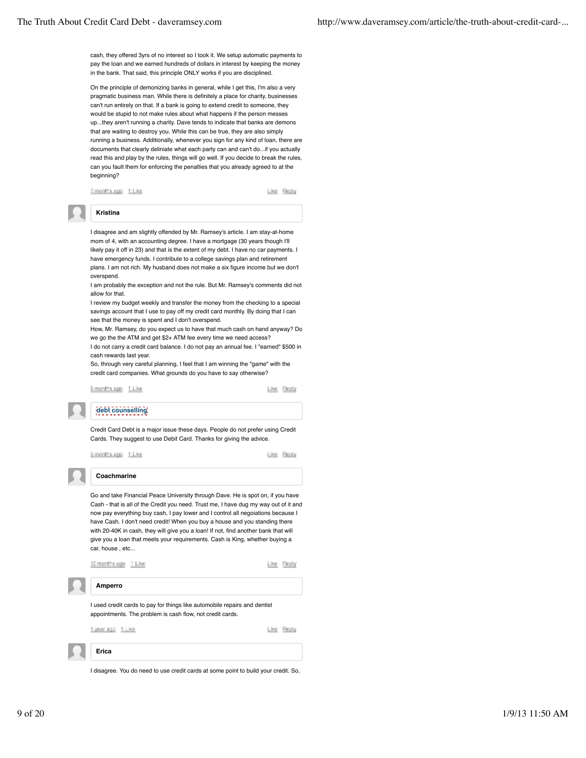cash, they offered 3yrs of no interest so I took it. We setup automatic payments to pay the loan and we earned hundreds of dollars in interest by keeping the money in the bank. That said, this principle ONLY works if you are disciplined.

On the principle of demonizing banks in general, while I get this, I'm also a very pragmatic business man. While there is definitely a place for charity, businesses can't run entirely on that. If a bank is going to extend credit to someone, they would be stupid to not make rules about what happens if the person messes up...they aren't running a charity. Dave tends to indicate that banks are demons that are waiting to destroy you. While this can be true, they are also simply running a business. Additionally, whenever you sign for any kind of loan, there are documents that clearly deliniate what each party can and can't do...if you actually read this and play by the rules, things will go well. If you decide to break the rules, can you fault them for enforcing the penalties that you already agreed to at the beginning?

7 months ago 1 Like Like Reply

**Kristina**

I disagree and am slightly offended by Mr. Ramsey's article. I am stay-at-home mom of 4, with an accounting degree. I have a mortgage (30 years though I'll likely pay it off in 23) and that is the extent of my debt. I have no car payments. I have emergency funds. I contribute to a college savings plan and retirement plans. I am not rich. My husband does not make a six figure income but we don't overspend.
I am probably the exception and not the rule. But Mr. Ramsey's comments did not allow for that.
I review my budget weekly and transfer the money from the checking to a special savings account that I use to pay off my credit card monthly. By doing that I can see that the money is spent and I don't overspend.
How, Mr. Ramsey, do you expect us to have that much cash on hand anyway? Do we go the the ATM and get $2+ ATM fee every time we need access?
I do not carry a credit card balance. I do not pay an annual fee. I "earned" $500 in cash rewards last year.
So, through very careful planning, I feel that I am winning the "game" with the credit card companies. What grounds do you have to say otherwise?

8 months ago 1 Like Like Reply

**debt counselling**

Credit Card Debt is a major issue these days. People do not prefer using Credit Cards. They suggest to use Debit Card. Thanks for giving the advice.

8 months ago 1 Like Like Reply

**Coachmarine**

Go and take Financial Peace University through Dave. He is spot on, if you have Cash - that is all of the Credit you need. Trust me, I have dug my way out of it and now pay everything buy cash, I pay lower and I control all negoiations because I have Cash. I don't need credit! When you buy a house and you standing there with 20-40K in cash, they will give you a loan! If not, find another bank that will give you a loan that meets your requirements. Cash is King, whether buying a car, house , etc...

10 months ago 1 Like Like Reply

**Amperro**

I used credit cards to pay for things like automobile repairs and dentist appointments. The problem is cash flow, not credit cards.

1 year ago 1 Like Like Reply

**Erica**

I disagree. You do need to use credit cards at some point to build your credit. So,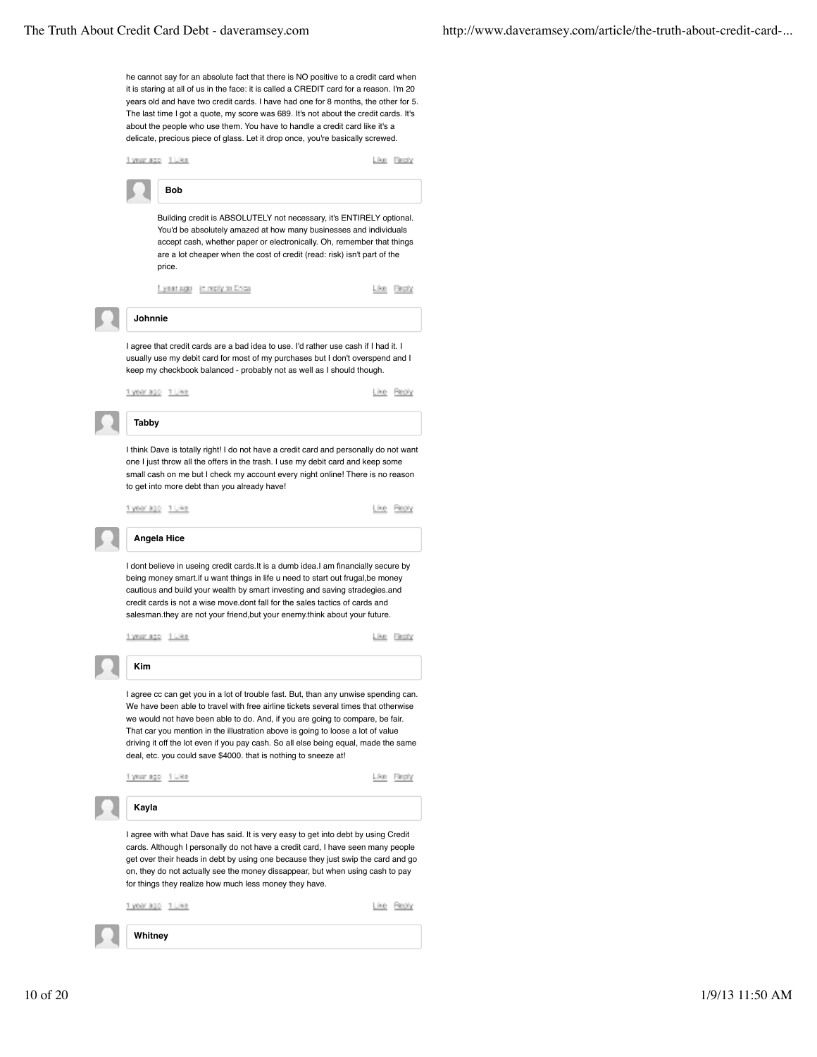he cannot say for an absolute fact that there is NO positive to a credit card when it is staring at all of us in the face: it is called a CREDIT card for a reason. I'm 20 years old and have two credit cards. I have had one for 8 months, the other for 5. The last time I got a quote, my score was 689. It's not about the credit cards. It's about the people who use them. You have to handle a credit card like it's a delicate, precious piece of glass. Let it drop once, you're basically screwed.

1 year ago 1 Like Like Reply

**Bob**

Building credit is ABSOLUTELY not necessary, it's ENTIRELY optional. You'd be absolutely amazed at how many businesses and individuals accept cash, whether paper or electronically. Oh, remember that things are a lot cheaper when the cost of credit (read: risk) isn't part of the price.

1 year ago in reply to Erica Like Reply

**Johnnie**

I agree that credit cards are a bad idea to use. I'd rather use cash if I had it. I usually use my debit card for most of my purchases but I don't overspend and I keep my checkbook balanced - probably not as well as I should though.

1 year ago 1 Like Like Reply

**Tabby**

I think Dave is totally right! I do not have a credit card and personally do not want one I just throw all the offers in the trash. I use my debit card and keep some small cash on me but I check my account every night online! There is no reason to get into more debt than you already have!

1 year ago 1 Like Like Reply

**Angela Hice**

I dont believe in useing credit cards.It is a dumb idea.I am financially secure by being money smart.if u want things in life u need to start out frugal,be money cautious and build your wealth by smart investing and saving stradegies.and credit cards is not a wise move.dont fall for the sales tactics of cards and salesman.they are not your friend,but your enemy.think about your future.

1 year ago 1 Like Like Reply

**Kim**

I agree cc can get you in a lot of trouble fast. But, than any unwise spending can. We have been able to travel with free airline tickets several times that otherwise we would not have been able to do. And, if you are going to compare, be fair. That car you mention in the illustration above is going to loose a lot of value driving it off the lot even if you pay cash. So all else being equal, made the same deal, etc. you could save $4000. that is nothing to sneeze at!

1 year ago 1 Like Like Reply

**Kayla**

I agree with what Dave has said. It is very easy to get into debt by using Credit cards. Although I personally do not have a credit card, I have seen many people get over their heads in debt by using one because they just swip the card and go on, they do not actually see the money dissappear, but when using cash to pay for things they realize how much less money they have.

1 year ago 1 Like Like Reply

**Whitney**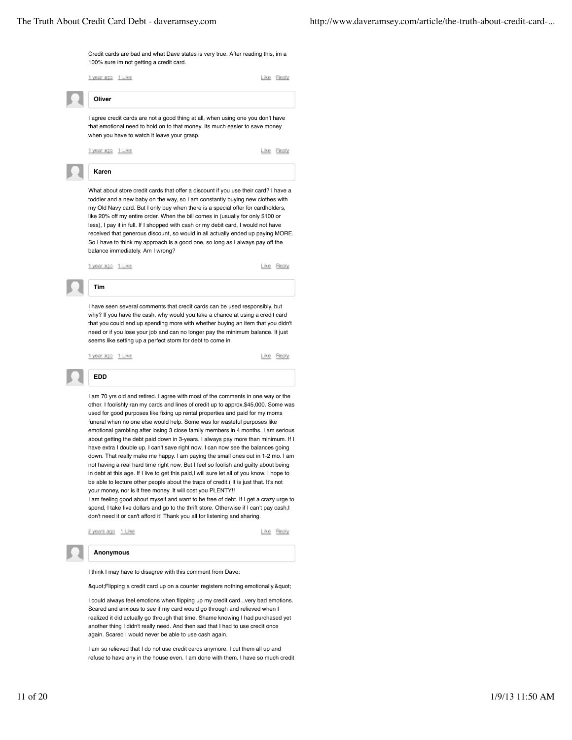Credit cards are bad and what Dave states is very true. After reading this, im a 100% sure im not getting a credit card.

1 year ago 1 Like Like Reply

**Oliver**

I agree credit cards are not a good thing at all, when using one you don't have that emotional need to hold on to that money. Its much easier to save money when you have to watch it leave your grasp.

1 year ago 1 Like Like Reply

**Karen**

What about store credit cards that offer a discount if you use their card? I have a toddler and a new baby on the way, so I am constantly buying new clothes with my Old Navy card. But I only buy when there is a special offer for cardholders, like 20% off my entire order. When the bill comes in (usually for only $100 or less), I pay it in full. If I shopped with cash or my debit card, I would not have received that generous discount, so would in all actually ended up paying MORE. So I have to think my approach is a good one, so long as I always pay off the balance immediately. Am I wrong?

1 year ago 1 Like Like Reply

**Tim**

I have seen several comments that credit cards can be used responsibly, but why? If you have the cash, why would you take a chance at using a credit card that you could end up spending more with whether buying an item that you didn't need or if you lose your job and can no longer pay the minimum balance. It just seems like setting up a perfect storm for debt to come in.

1 year ago 1 Like Like Reply

**EDD**

I am 70 yrs old and retired. I agree with most of the comments in one way or the other. I foolishly ran my cards and lines of credit up to approx.$45,000. Some was used for good purposes like fixing up rental properties and paid for my moms funeral when no one else would help. Some was for wasteful purposes like emotional gambling after losing 3 close family members in 4 months. I am serious about getting the debt paid down in 3-years. I always pay more than minimum. If I have extra I double up. I can't save right now. I can now see the balances going down. That really make me happy. I am paying the small ones out in 1-2 mo. I am not having a real hard time right now. But I feel so foolish and guilty about being in debt at this age. If I live to get this paid,I will sure let all of you know. I hope to be able to lecture other people about the traps of credit.( It is just that. It's not your money, nor is it free money. It will cost you PLENTY!!

I am feeling good about myself and want to be free of debt. If I get a crazy urge to spend, I take five dollars and go to the thrift store. Otherwise if I can't pay cash,I don't need it or can't afford it! Thank you all for listening and sharing.

2 years ago 1 Like Like Reply

**Anonymous**

I think I may have to disagree with this comment from Dave:

&quot;Flipping a credit card up on a counter registers nothing emotionally.&quot;

I could always feel emotions when flipping up my credit card...very bad emotions. Scared and anxious to see if my card would go through and relieved when I realized it did actually go through that time. Shame knowing I had purchased yet another thing I didn't really need. And then sad that I had to use credit once again. Scared I would never be able to use cash again.

I am so relieved that I do not use credit cards anymore. I cut them all up and refuse to have any in the house even. I am done with them. I have so much credit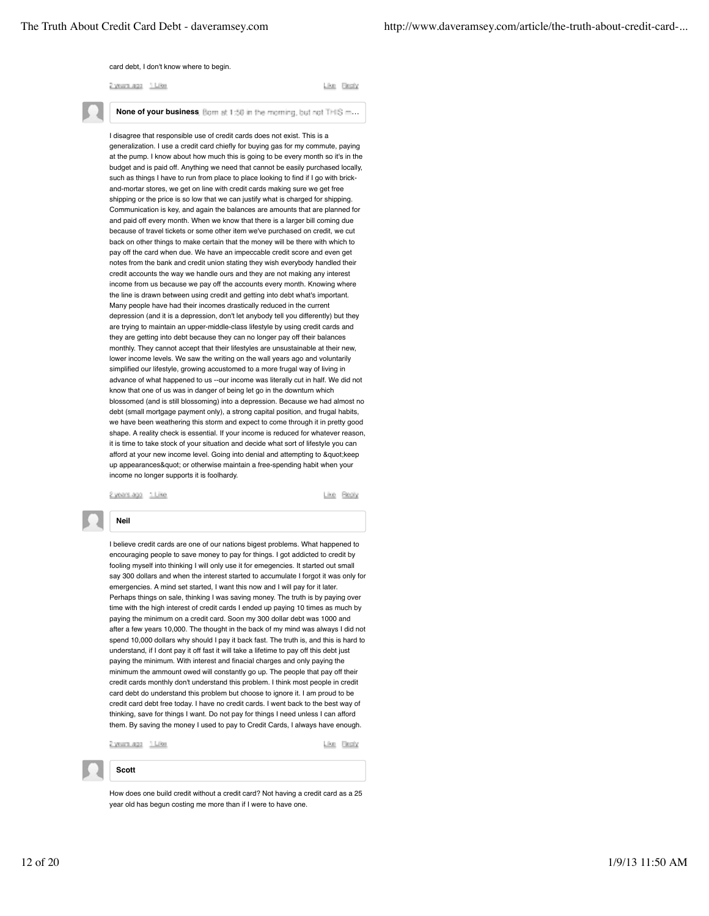card debt, I don't know where to begin.

2 years ago 1 Like Like Reply

**None of your business** Born at 1:50 in the morning, but not THIS m...

I disagree that responsible use of credit cards does not exist. This is a generalization. I use a credit card chiefly for buying gas for my commute, paying at the pump. I know about how much this is going to be every month so it's in the budget and is paid off. Anything we need that cannot be easily purchased locally, such as things I have to run from place to place looking to find if I go with brick-and-mortar stores, we get on line with credit cards making sure we get free shipping or the price is so low that we can justify what is charged for shipping. Communication is key, and again the balances are amounts that are planned for and paid off every month. When we know that there is a larger bill coming due because of travel tickets or some other item we've purchased on credit, we cut back on other things to make certain that the money will be there with which to pay off the card when due. We have an impeccable credit score and even get notes from the bank and credit union stating they wish everybody handled their credit accounts the way we handle ours and they are not making any interest income from us because we pay off the accounts every month. Knowing where the line is drawn between using credit and getting into debt what's important. Many people have had their incomes drastically reduced in the current depression (and it is a depression, don't let anybody tell you differently) but they are trying to maintain an upper-middle-class lifestyle by using credit cards and they are getting into debt because they can no longer pay off their balances monthly. They cannot accept that their lifestyles are unsustainable at their new, lower income levels. We saw the writing on the wall years ago and voluntarily simplified our lifestyle, growing accustomed to a more frugal way of living in advance of what happened to us --our income was literally cut in half. We did not know that one of us was in danger of being let go in the downturn which blossomed (and is still blossoming) into a depression. Because we had almost no debt (small mortgage payment only), a strong capital position, and frugal habits, we have been weathering this storm and expect to come through it in pretty good shape. A reality check is essential. If your income is reduced for whatever reason, it is time to take stock of your situation and decide what sort of lifestyle you can afford at your new income level. Going into denial and attempting to &quot;keep up appearances&quot; or otherwise maintain a free-spending habit when your income no longer supports it is foolhardy.

2 years ago 1 Like Like Reply

**Neil**

I believe credit cards are one of our nations bigest problems. What happened to encouraging people to save money to pay for things. I got addicted to credit by fooling myself into thinking I will only use it for emegencies. It started out small say 300 dollars and when the interest started to accumulate I forgot it was only for emergencies. A mind set started, I want this now and I will pay for it later. Perhaps things on sale, thinking I was saving money. The truth is by paying over time with the high interest of credit cards I ended up paying 10 times as much by paying the minimum on a credit card. Soon my 300 dollar debt was 1000 and after a few years 10,000. The thought in the back of my mind was always I did not spend 10,000 dollars why should I pay it back fast. The truth is, and this is hard to understand, if I dont pay it off fast it will take a lifetime to pay off this debt just paying the minimum. With interest and finacial charges and only paying the minimum the ammount owed will constantly go up. The people that pay off their credit cards monthly don't understand this problem. I think most people in credit card debt do understand this problem but choose to ignore it. I am proud to be credit card debt free today. I have no credit cards. I went back to the best way of thinking, save for things I want. Do not pay for things I need unless I can afford them. By saving the money I used to pay to Credit Cards, I always have enough.

2 years ago 1 Like Like Reply

**Scott**

How does one build credit without a credit card? Not having a credit card as a 25 year old has begun costing me more than if I were to have one.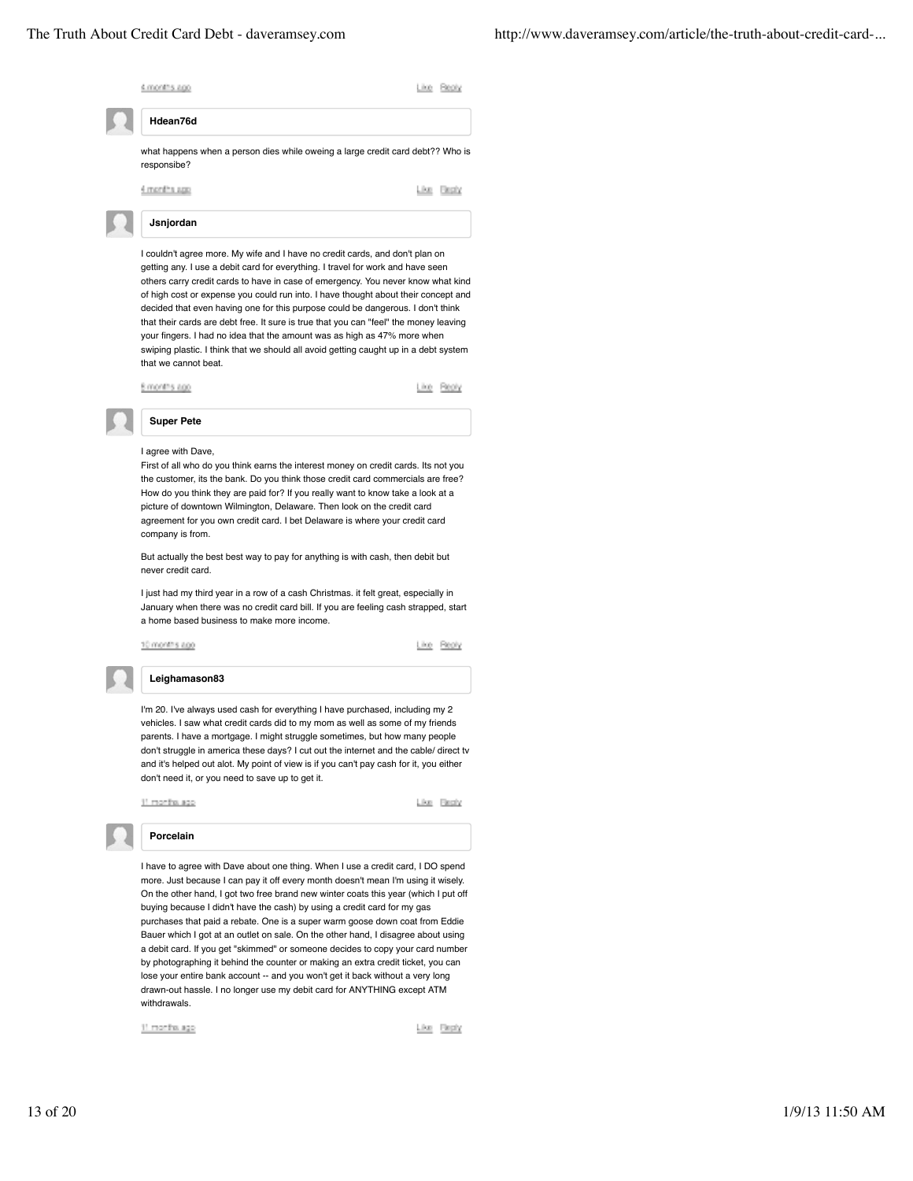4 months ago Like Reply

**Hdean76d**

what happens when a person dies while oweing a large credit card debt?? Who is responsibe?

4 months ago Like Reply

**Jsnjordan**

I couldn't agree more. My wife and I have no credit cards, and don't plan on getting any. I use a debit card for everything. I travel for work and have seen others carry credit cards to have in case of emergency. You never know what kind of high cost or expense you could run into. I have thought about their concept and decided that even having one for this purpose could be dangerous. I don't think that their cards are debt free. It sure is true that you can "feel" the money leaving your fingers. I had no idea that the amount was as high as 47% more when swiping plastic. I think that we should all avoid getting caught up in a debt system that we cannot beat.

6 months ago Like Reply

**Super Pete**

I agree with Dave,
First of all who do you think earns the interest money on credit cards. Its not you the customer, its the bank. Do you think those credit card commercials are free? How do you think they are paid for? If you really want to know take a look at a picture of downtown Wilmington, Delaware. Then look on the credit card agreement for you own credit card. I bet Delaware is where your credit card company is from.

But actually the best best way to pay for anything is with cash, then debit but never credit card.

I just had my third year in a row of a cash Christmas. it felt great, especially in January when there was no credit card bill. If you are feeling cash strapped, start a home based business to make more income.

10 months ago Like Reply

**Leighamason83**

I'm 20. I've always used cash for everything I have purchased, including my 2 vehicles. I saw what credit cards did to my mom as well as some of my friends parents. I have a mortgage. I might struggle sometimes, but how many people don't struggle in america these days? I cut out the internet and the cable/ direct tv and it's helped out alot. My point of view is if you can't pay cash for it, you either don't need it, or you need to save up to get it.

11 months ago Like Reply

**Porcelain**

I have to agree with Dave about one thing. When I use a credit card, I DO spend more. Just because I can pay it off every month doesn't mean I'm using it wisely. On the other hand, I got two free brand new winter coats this year (which I put off buying because I didn't have the cash) by using a credit card for my gas purchases that paid a rebate. One is a super warm goose down coat from Eddie Bauer which I got at an outlet on sale. On the other hand, I disagree about using a debit card. If you get "skimmed" or someone decides to copy your card number by photographing it behind the counter or making an extra credit ticket, you can lose your entire bank account -- and you won't get it back without a very long drawn-out hassle. I no longer use my debit card for ANYTHING except ATM withdrawals.

11 months ago Like Reply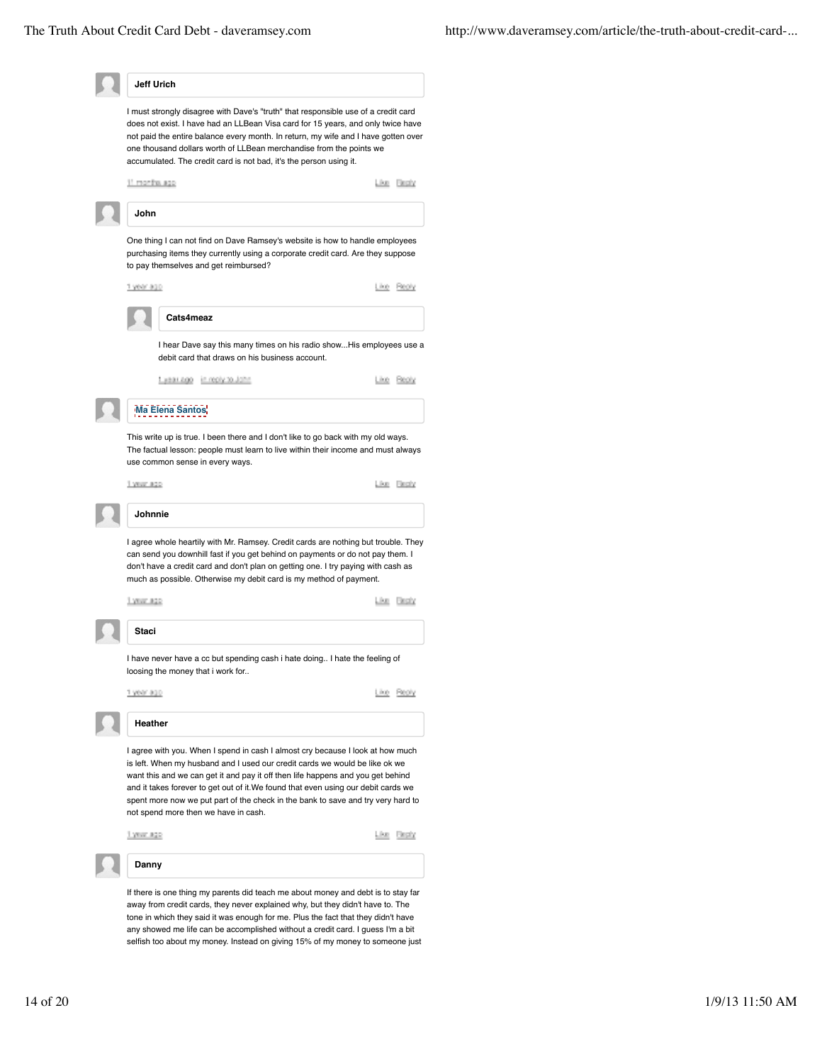**Jeff Urich**

I must strongly disagree with Dave's "truth" that responsible use of a credit card does not exist. I have had an LLBean Visa card for 15 years, and only twice have not paid the entire balance every month. In return, my wife and I have gotten over one thousand dollars worth of LLBean merchandise from the points we accumulated. The credit card is not bad, it's the person using it.

11 months ago Like Reply

**John**

One thing I can not find on Dave Ramsey's website is how to handle employees purchasing items they currently using a corporate credit card. Are they suppose to pay themselves and get reimbursed?

1 year ago Like Reply

**Cats4meaz**

I hear Dave say this many times on his radio show...His employees use a debit card that draws on his business account.

1 year ago in reply to John Like Reply

**Ma Elena Santos**

This write up is true. I been there and I don't like to go back with my old ways. The factual lesson: people must learn to live within their income and must always use common sense in every ways.

1 year ago Like Reply

**Johnnie**

I agree whole heartily with Mr. Ramsey. Credit cards are nothing but trouble. They can send you downhill fast if you get behind on payments or do not pay them. I don't have a credit card and don't plan on getting one. I try paying with cash as much as possible. Otherwise my debit card is my method of payment.

1 year ago Like Reply

**Staci**

I have never have a cc but spending cash i hate doing.. I hate the feeling of loosing the money that i work for..

1 year ago Like Reply

**Heather**

I agree with you. When I spend in cash I almost cry because I look at how much is left. When my husband and I used our credit cards we would be like ok we want this and we can get it and pay it off then life happens and you get behind and it takes forever to get out of it.We found that even using our debit cards we spent more now we put part of the check in the bank to save and try very hard to not spend more then we have in cash.

1 year ago Like Reply

**Danny**

If there is one thing my parents did teach me about money and debt is to stay far away from credit cards, they never explained why, but they didn't have to. The tone in which they said it was enough for me. Plus the fact that they didn't have any showed me life can be accomplished without a credit card. I guess I'm a bit selfish too about my money. Instead on giving 15% of my money to someone just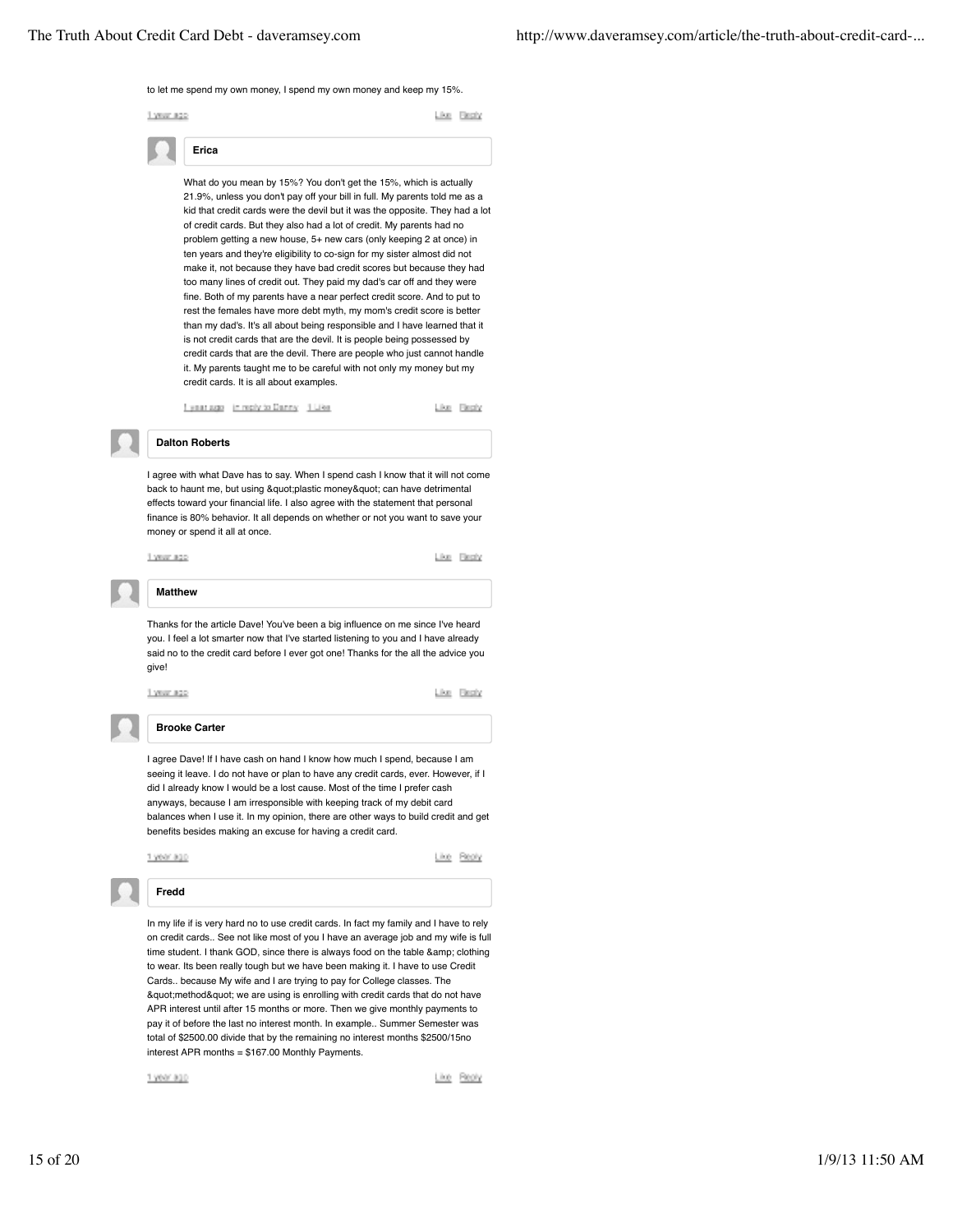to let me spend my own money, I spend my own money and keep my 15%.

1 year ago Like Reply

**Erica**

What do you mean by 15%? You don't get the 15%, which is actually 21.9%, unless you don't pay off your bill in full. My parents told me as a kid that credit cards were the devil but it was the opposite. They had a lot of credit cards. But they also had a lot of credit. My parents had no problem getting a new house, 5+ new cars (only keeping 2 at once) in ten years and they're eligibility to co-sign for my sister almost did not make it, not because they have bad credit scores but because they had too many lines of credit out. They paid my dad's car off and they were fine. Both of my parents have a near perfect credit score. And to put to rest the females have more debt myth, my mom's credit score is better than my dad's. It's all about being responsible and I have learned that it is not credit cards that are the devil. It is people being possessed by credit cards that are the devil. There are people who just cannot handle it. My parents taught me to be careful with not only my money but my credit cards. It is all about examples.

1 year ago in reply to Danny 1 Like Like Reply

**Dalton Roberts**

I agree with what Dave has to say. When I spend cash I know that it will not come back to haunt me, but using &quot;plastic money&quot; can have detrimental effects toward your financial life. I also agree with the statement that personal finance is 80% behavior. It all depends on whether or not you want to save your money or spend it all at once.

1 year ago Like Reply

**Matthew**

Thanks for the article Dave! You've been a big influence on me since I've heard you. I feel a lot smarter now that I've started listening to you and I have already said no to the credit card before I ever got one! Thanks for the all the advice you give!

1 year ago Like Reply

**Brooke Carter**

I agree Dave! If I have cash on hand I know how much I spend, because I am seeing it leave. I do not have or plan to have any credit cards, ever. However, if I did I already know I would be a lost cause. Most of the time I prefer cash anyways, because I am irresponsible with keeping track of my debit card balances when I use it. In my opinion, there are other ways to build credit and get benefits besides making an excuse for having a credit card.

1 year ago Like Reply

**Fredd**

In my life if is very hard no to use credit cards. In fact my family and I have to rely on credit cards.. See not like most of you I have an average job and my wife is full time student. I thank GOD, since there is always food on the table &amp; clothing to wear. Its been really tough but we have been making it. I have to use Credit Cards.. because My wife and I are trying to pay for College classes. The &quot;method&quot; we are using is enrolling with credit cards that do not have APR interest until after 15 months or more. Then we give monthly payments to pay it of before the last no interest month. In example.. Summer Semester was total of $2500.00 divide that by the remaining no interest months $2500/15no interest APR months = $167.00 Monthly Payments.

1 year ago Like Reply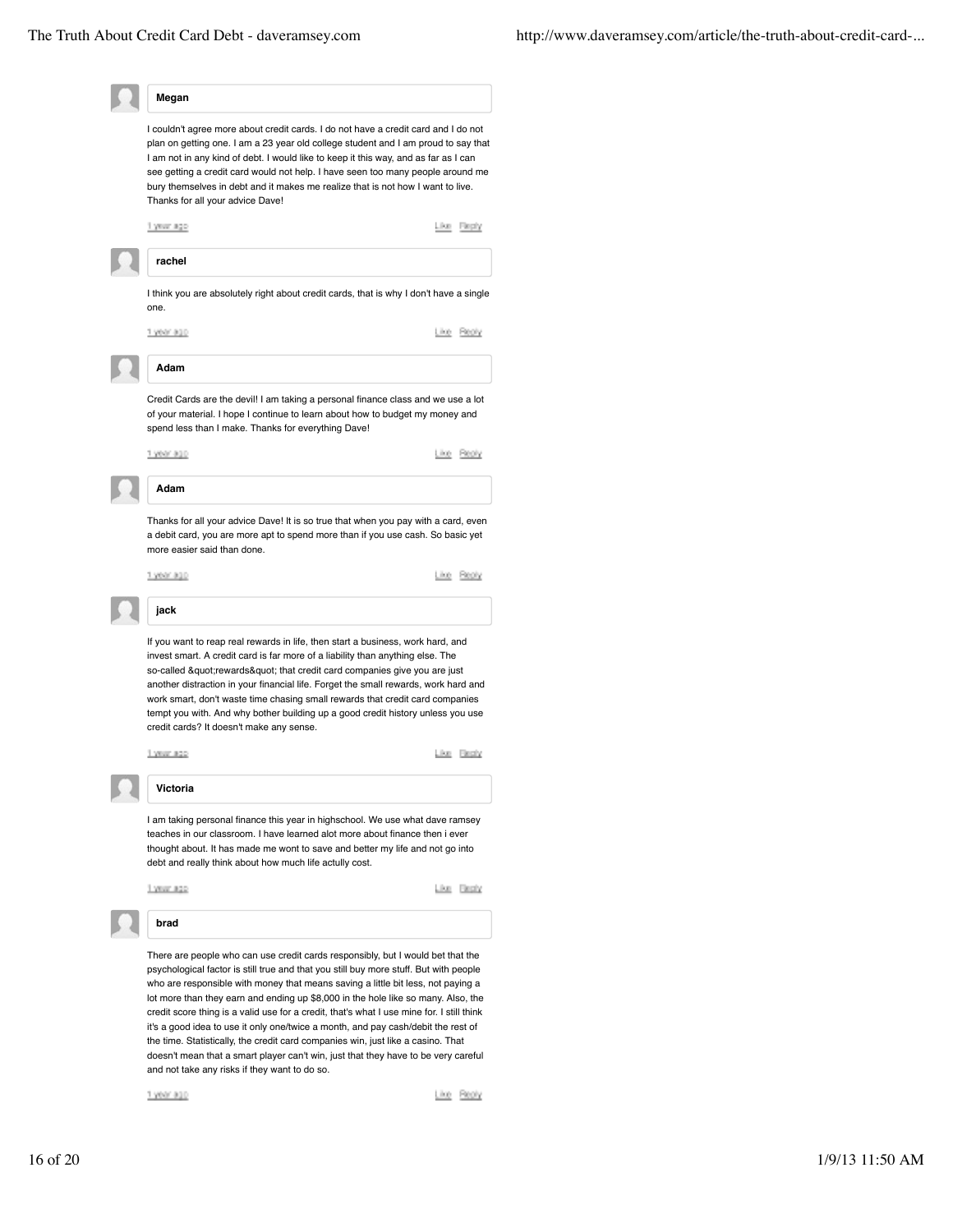**Megan**

I couldn't agree more about credit cards. I do not have a credit card and I do not plan on getting one. I am a 23 year old college student and I am proud to say that I am not in any kind of debt. I would like to keep it this way, and as far as I can see getting a credit card would not help. I have seen too many people around me bury themselves in debt and it makes me realize that is not how I want to live. Thanks for all your advice Dave!

1 year ago — Like Reply

**rachel**

I think you are absolutely right about credit cards, that is why I don't have a single one.

1 year ago — Like Reply

**Adam**

Credit Cards are the devil! I am taking a personal finance class and we use a lot of your material. I hope I continue to learn about how to budget my money and spend less than I make. Thanks for everything Dave!

1 year ago — Like Reply

**Adam**

Thanks for all your advice Dave! It is so true that when you pay with a card, even a debit card, you are more apt to spend more than if you use cash. So basic yet more easier said than done.

1 year ago — Like Reply

**jack**

If you want to reap real rewards in life, then start a business, work hard, and invest smart. A credit card is far more of a liability than anything else. The so-called &quot;rewards&quot; that credit card companies give you are just another distraction in your financial life. Forget the small rewards, work hard and work smart, don't waste time chasing small rewards that credit card companies tempt you with. And why bother building up a good credit history unless you use credit cards? It doesn't make any sense.

1 year ago — Like Reply

**Victoria**

I am taking personal finance this year in highschool. We use what dave ramsey teaches in our classroom. I have learned alot more about finance then i ever thought about. It has made me wont to save and better my life and not go into debt and really think about how much life actully cost.

1 year ago — Like Reply

**brad**

There are people who can use credit cards responsibly, but I would bet that the psychological factor is still true and that you still buy more stuff. But with people who are responsible with money that means saving a little bit less, not paying a lot more than they earn and ending up $8,000 in the hole like so many. Also, the credit score thing is a valid use for a credit, that's what I use mine for. I still think it's a good idea to use it only one/twice a month, and pay cash/debit the rest of the time. Statistically, the credit card companies win, just like a casino. That doesn't mean that a smart player can't win, just that they have to be very careful and not take any risks if they want to do so.

1 year ago — Like Reply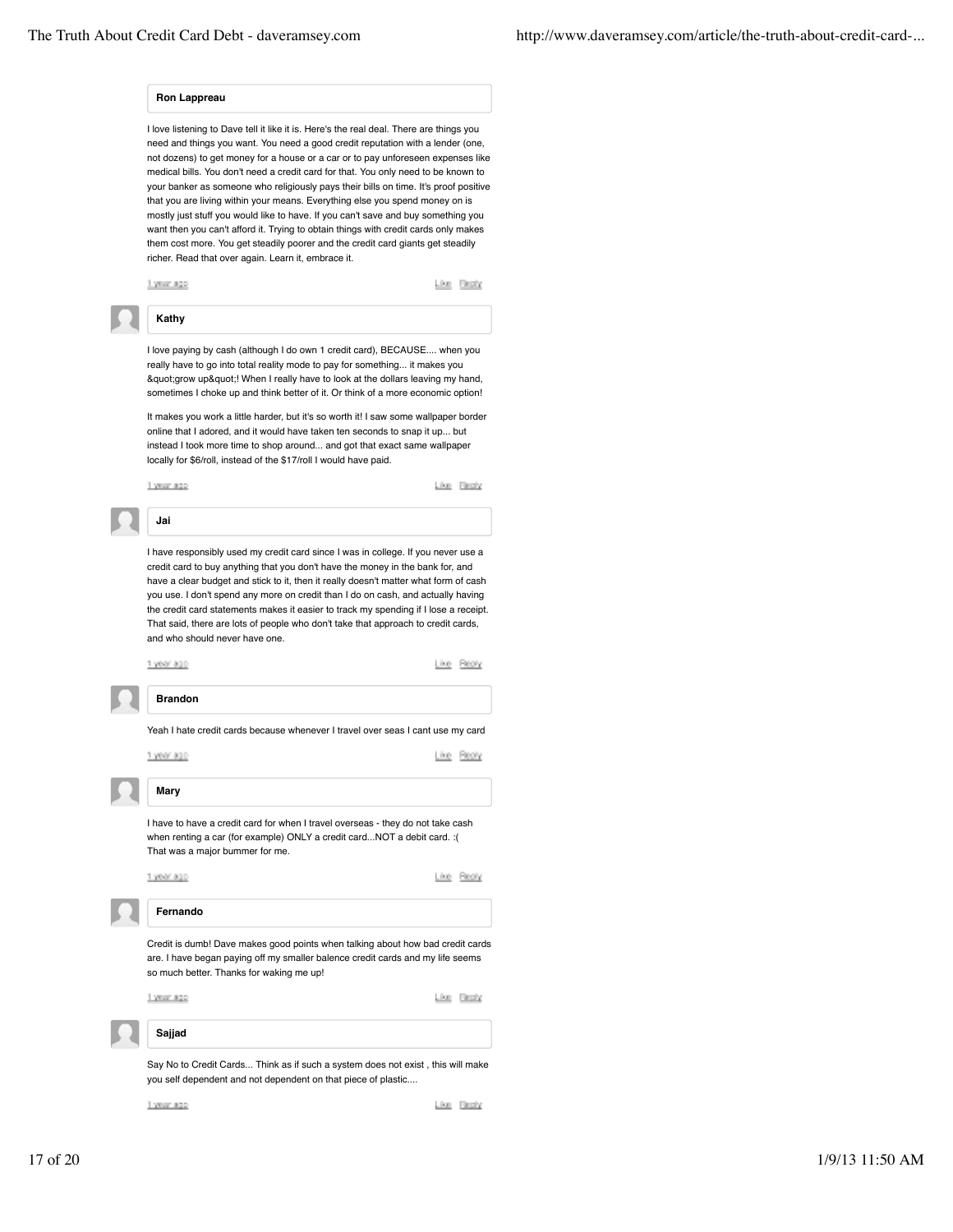**Ron Lappreau**

I love listening to Dave tell it like it is. Here's the real deal. There are things you need and things you want. You need a good credit reputation with a lender (one, not dozens) to get money for a house or a car or to pay unforeseen expenses like medical bills. You don't need a credit card for that. You only need to be known to your banker as someone who religiously pays their bills on time. It's proof positive that you are living within your means. Everything else you spend money on is mostly just stuff you would like to have. If you can't save and buy something you want then you can't afford it. Trying to obtain things with credit cards only makes them cost more. You get steadily poorer and the credit card giants get steadily richer. Read that over again. Learn it, embrace it.

1 year ago Like Reply

**Kathy**

I love paying by cash (although I do own 1 credit card), BECAUSE.... when you really have to go into total reality mode to pay for something... it makes you &quot;grow up&quot;! When I really have to look at the dollars leaving my hand, sometimes I choke up and think better of it. Or think of a more economic option!

It makes you work a little harder, but it's so worth it! I saw some wallpaper border online that I adored, and it would have taken ten seconds to snap it up... but instead I took more time to shop around... and got that exact same wallpaper locally for $6/roll, instead of the $17/roll I would have paid.

1 year ago Like Reply

**Jai**

I have responsibly used my credit card since I was in college. If you never use a credit card to buy anything that you don't have the money in the bank for, and have a clear budget and stick to it, then it really doesn't matter what form of cash you use. I don't spend any more on credit than I do on cash, and actually having the credit card statements makes it easier to track my spending if I lose a receipt. That said, there are lots of people who don't take that approach to credit cards, and who should never have one.

1 year ago Like Reply

**Brandon**

Yeah I hate credit cards because whenever I travel over seas I cant use my card

1 year ago Like Reply

**Mary**

I have to have a credit card for when I travel overseas - they do not take cash when renting a car (for example) ONLY a credit card...NOT a debit card. :(
That was a major bummer for me.

1 year ago Like Reply

**Fernando**

Credit is dumb! Dave makes good points when talking about how bad credit cards are. I have began paying off my smaller balence credit cards and my life seems so much better. Thanks for waking me up!

1 year ago Like Reply

**Sajjad**

Say No to Credit Cards... Think as if such a system does not exist , this will make you self dependent and not dependent on that piece of plastic....

1 year ago Like Reply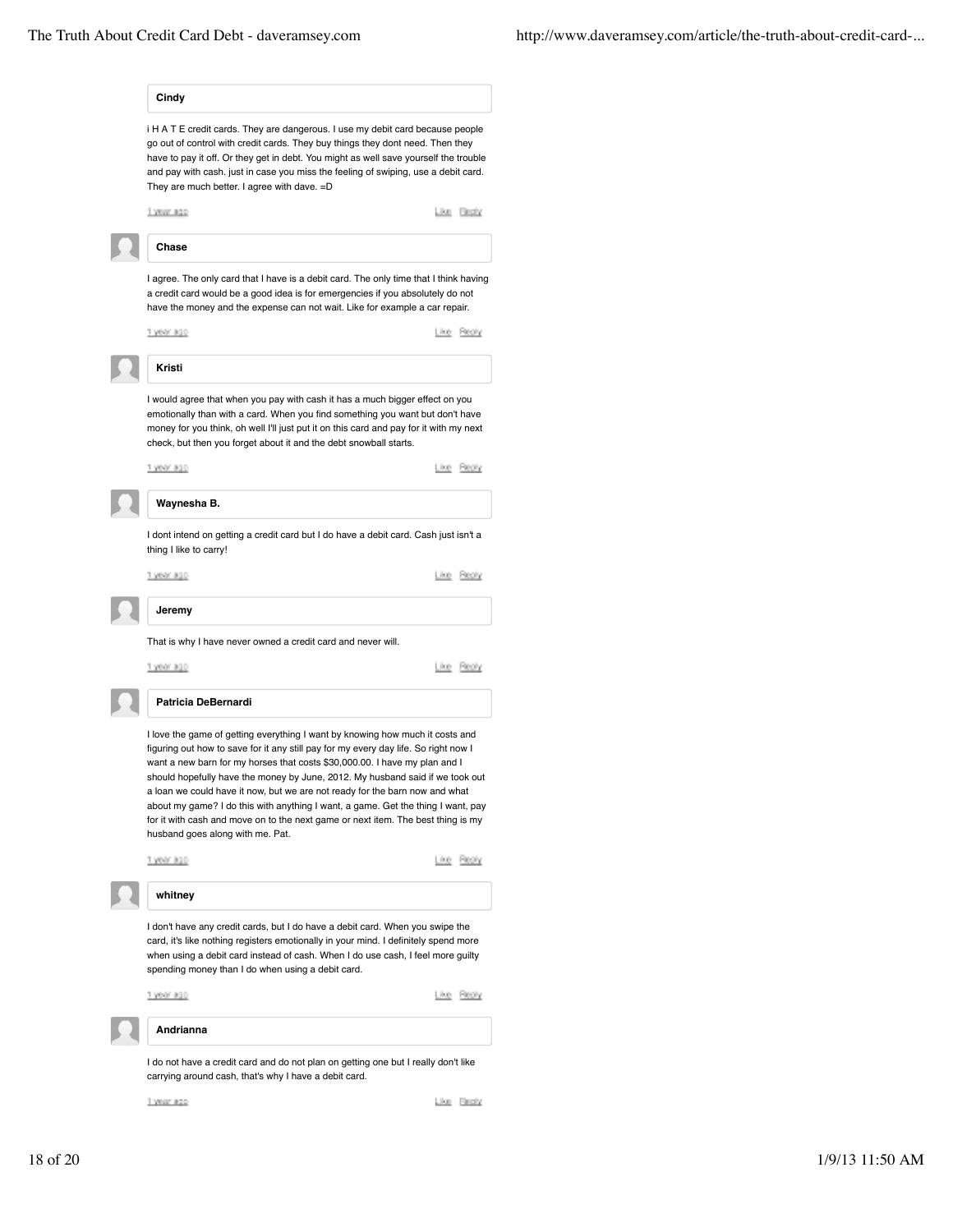**Cindy**

i H A T E credit cards. They are dangerous. I use my debit card because people go out of control with credit cards. They buy things they dont need. Then they have to pay it off. Or they get in debt. You might as well save yourself the trouble and pay with cash. just in case you miss the feeling of swiping, use a debit card. They are much better. I agree with dave. =D

1 year ago — Like Reply

**Chase**

I agree. The only card that I have is a debit card. The only time that I think having a credit card would be a good idea is for emergencies if you absolutely do not have the money and the expense can not wait. Like for example a car repair.

1 year ago — Like Reply

**Kristi**

I would agree that when you pay with cash it has a much bigger effect on you emotionally than with a card. When you find something you want but don't have money for you think, oh well I'll just put it on this card and pay for it with my next check, but then you forget about it and the debt snowball starts.

1 year ago — Like Reply

**Waynesha B.**

I dont intend on getting a credit card but I do have a debit card. Cash just isn't a thing I like to carry!

1 year ago — Like Reply

**Jeremy**

That is why I have never owned a credit card and never will.

1 year ago — Like Reply

**Patricia DeBernardi**

I love the game of getting everything I want by knowing how much it costs and figuring out how to save for it any still pay for my every day life. So right now I want a new barn for my horses that costs $30,000.00. I have my plan and I should hopefully have the money by June, 2012. My husband said if we took out a loan we could have it now, but we are not ready for the barn now and what about my game? I do this with anything I want, a game. Get the thing I want, pay for it with cash and move on to the next game or next item. The best thing is my husband goes along with me. Pat.

1 year ago — Like Reply

**whitney**

I don't have any credit cards, but I do have a debit card. When you swipe the card, it's like nothing registers emotionally in your mind. I definitely spend more when using a debit card instead of cash. When I do use cash, I feel more guilty spending money than I do when using a debit card.

1 year ago — Like Reply

**Andrianna**

I do not have a credit card and do not plan on getting one but I really don't like carrying around cash, that's why I have a debit card.

1 year ago — Like Reply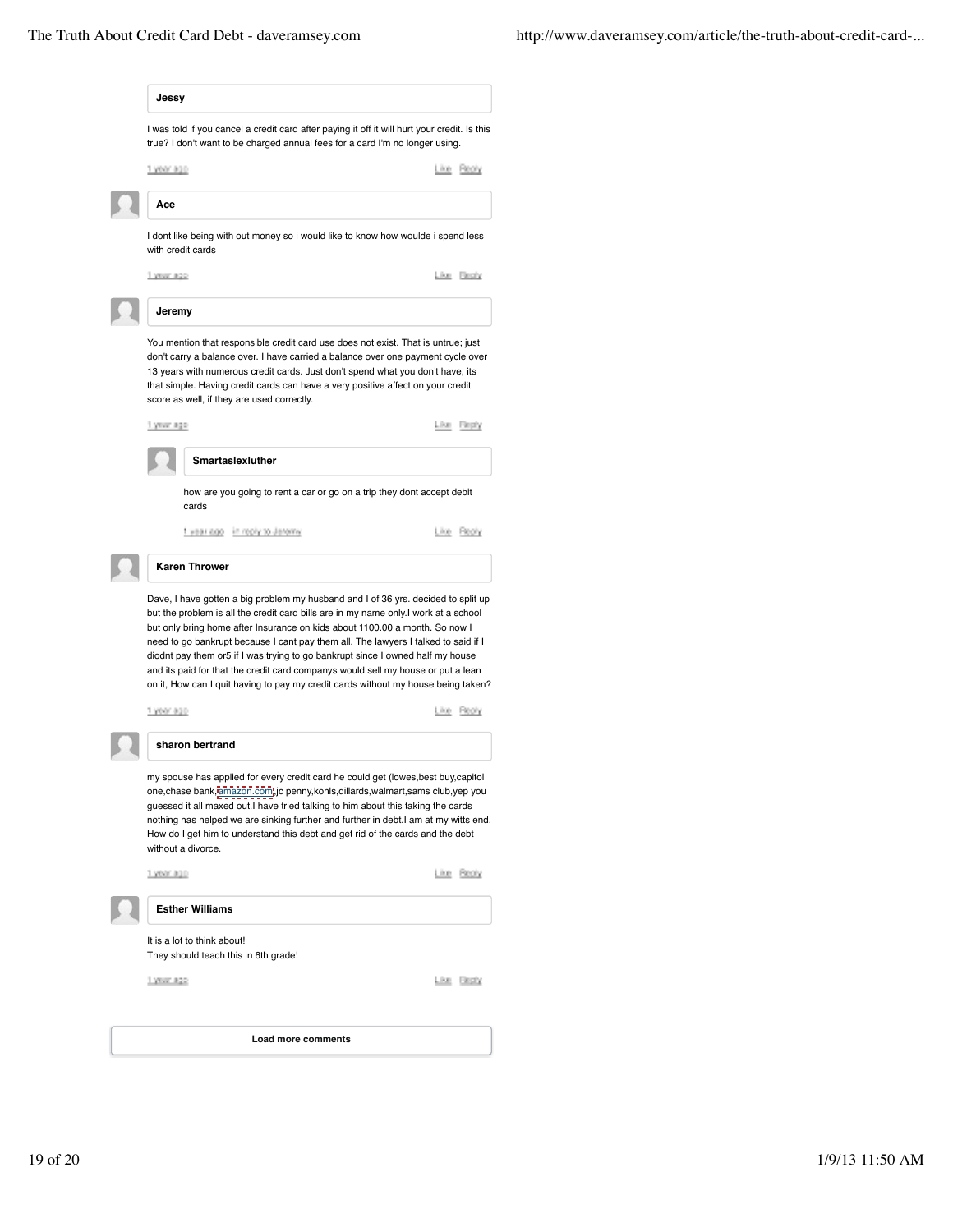**Jessy**

I was told if you cancel a credit card after paying it off it will hurt your credit. Is this true? I don't want to be charged annual fees for a card I'm no longer using.

1 year ago Like Reply

**Ace**

I dont like being with out money so i would like to know how woulde i spend less with credit cards

1 year ago Like Reply

**Jeremy**

You mention that responsible credit card use does not exist. That is untrue; just don't carry a balance over. I have carried a balance over one payment cycle over 13 years with numerous credit cards. Just don't spend what you don't have, its that simple. Having credit cards can have a very positive affect on your credit score as well, if they are used correctly.

1 year ago Like Reply

**Smartaslexluther**

how are you going to rent a car or go on a trip they dont accept debit cards

1 year ago in reply to Jeremy Like Reply

**Karen Thrower**

Dave, I have gotten a big problem my husband and I of 36 yrs. decided to split up but the problem is all the credit card bills are in my name only.I work at a school but only bring home after Insurance on kids about 1100.00 a month. So now I need to go bankrupt because I cant pay them all. The lawyers I talked to said if I diodnt pay them or5 if I was trying to go bankrupt since I owned half my house and its paid for that the credit card companys would sell my house or put a lean on it, How can I quit having to pay my credit cards without my house being taken?

1 year ago Like Reply

**sharon bertrand**

my spouse has applied for every credit card he could get (lowes,best buy,capitol one,chase bank,amazon.com,jc penny,kohls,dillards,walmart,sams club,yep you guessed it all maxed out.I have tried talking to him about this taking the cards nothing has helped we are sinking further and further in debt.I am at my witts end. How do I get him to understand this debt and get rid of the cards and the debt without a divorce.

1 year ago Like Reply

**Esther Williams**

It is a lot to think about!
They should teach this in 6th grade!

1 year ago Like Reply

Load more comments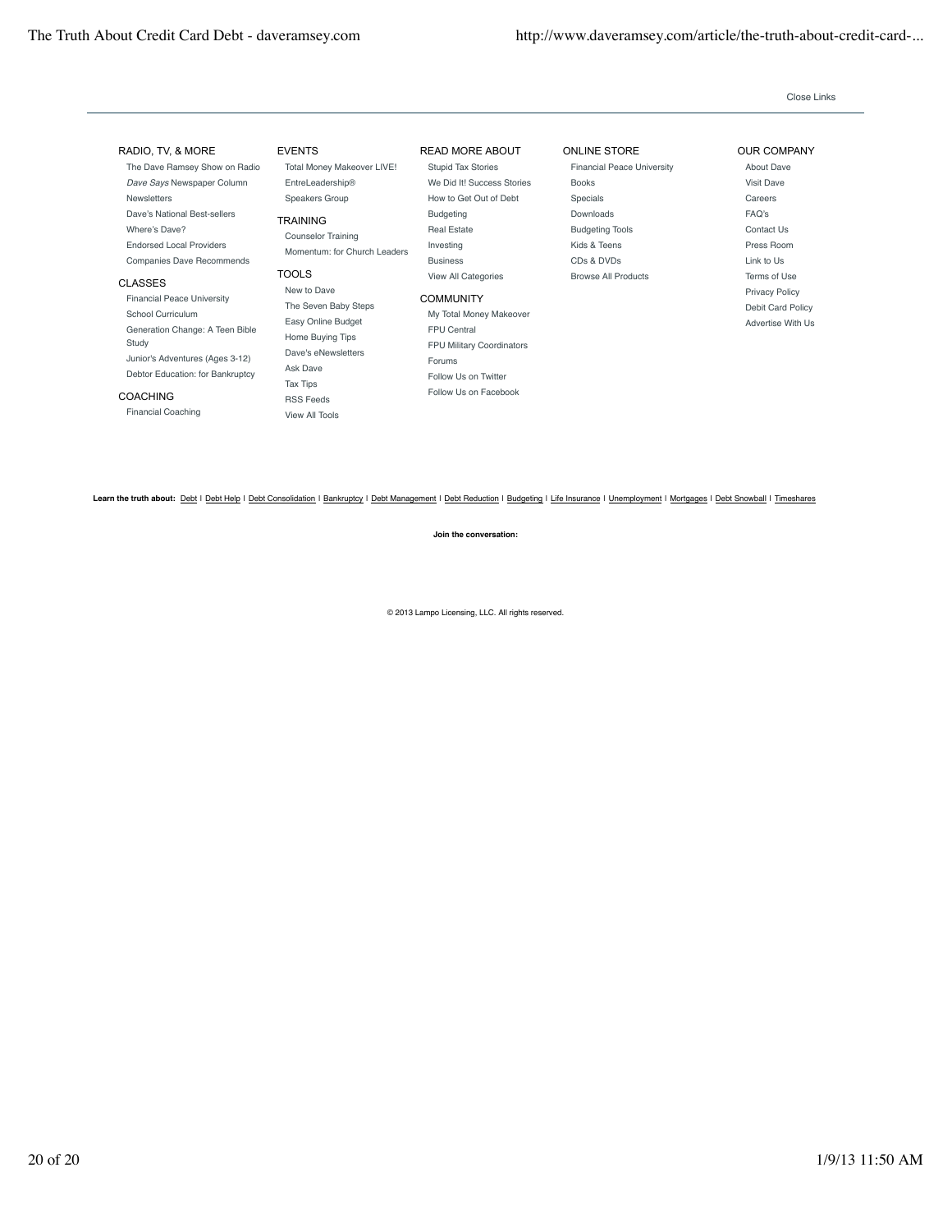Close Links

RADIO, TV, & MORE

- The Dave Ramsey Show on Radio
- *Dave Says* Newspaper Column
- Newsletters
- Dave's National Best-sellers
- Where's Dave?
- Endorsed Local Providers
- Companies Dave Recommends

CLASSES

- Financial Peace University
- School Curriculum
- Generation Change: A Teen Bible Study
- Junior's Adventures (Ages 3-12)
- Debtor Education: for Bankruptcy

COACHING

- Financial Coaching

EVENTS

- Total Money Makeover LIVE!
- EntreLeadership®
- Speakers Group

TRAINING

- Counselor Training
- Momentum: for Church Leaders

TOOLS

- New to Dave
- The Seven Baby Steps
- Easy Online Budget
- Home Buying Tips
- Dave's eNewsletters
- Ask Dave
- Tax Tips
- RSS Feeds
- View All Tools

READ MORE ABOUT

- Stupid Tax Stories
- We Did It! Success Stories
- How to Get Out of Debt
- Budgeting
- Real Estate
- Investing
- Business
- View All Categories

COMMUNITY

- My Total Money Makeover
- FPU Central
- FPU Military Coordinators
- Forums
- Follow Us on Twitter
- Follow Us on Facebook

ONLINE STORE

- Financial Peace University
- Books
- Specials
- Downloads
- Budgeting Tools
- Kids & Teens
- CDs & DVDs
- Browse All Products

OUR COMPANY

- About Dave
- Visit Dave
- Careers
- FAQ's
- Contact Us
- Press Room
- Link to Us
- Terms of Use
- Privacy Policy
- Debit Card Policy
- Advertise With Us

**Learn the truth about:** Debt | Debt Help | Debt Consolidation | Bankruptcy | Debt Management | Debt Reduction | Budgeting | Life Insurance | Unemployment | Mortgages | Debt Snowball | Timeshares

**Join the conversation:**

© 2013 Lampo Licensing, LLC. All rights reserved.